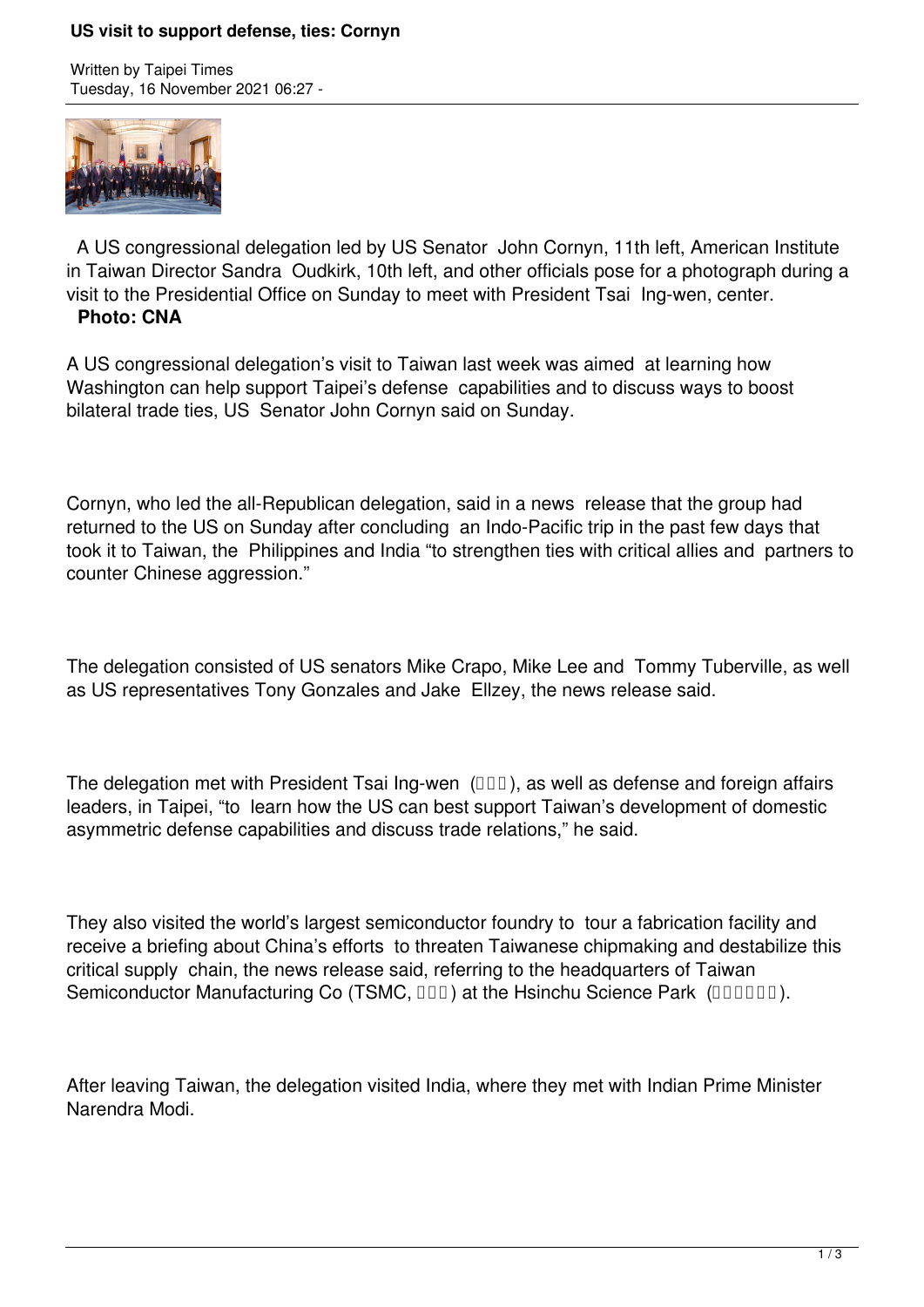A US congressional delegation led by US Senator John Cornyn, 11th left, American Institute in Taiwan Director Sandra Oudkirk, 10th left, and other officials pose for a photograph during a visit to the Presidential Office on Sunday to meet with President Tsai Ing-wen, center.

**Photo: CNA**

A US congressional delegation's visit to Taiwan last week was aimed at learning how Washington can help support Taipei's defense capabilities and to discuss ways to boost bilateral trade ties, US Senator John Cornyn said on Sunday.

Cornyn, who led the all-Republican delegation, said in a news release that the group had returned to the US on Sunday after concluding an Indo-Pacific trip in the past few days that took it to Taiwan, the Philippines and India "to strengthen ties with critical allies and partners to counter Chinese aggression."

The delegation consisted of US senators Mike Crapo, Mike Lee and Tommy Tuberville, as well as US representatives Tony Gonzales and Jake Ellzey, the news release said.

The delegation met with President Tsai Ing-wen (□□□), as well as defense and foreign affairs leaders, in Taipei, "to learn how the US can best support Taiwan's development of domestic asymmetric defense capabilities and discuss trade relations," he said.

They also visited the world's largest semiconductor foundry to tour a fabrication facility and receive a briefing about China's efforts to threaten Taiwanese chipmaking and destabilize this critical supply chain, the news release said, referring to the headquarters of Taiwan Semiconductor Manufacturing Co (TSMC, □□□) at the Hsinchu Science Park (□□□□□□).

After leaving Taiwan, the delegation visited India, where they met with Indian Prime Minister Narendra Modi.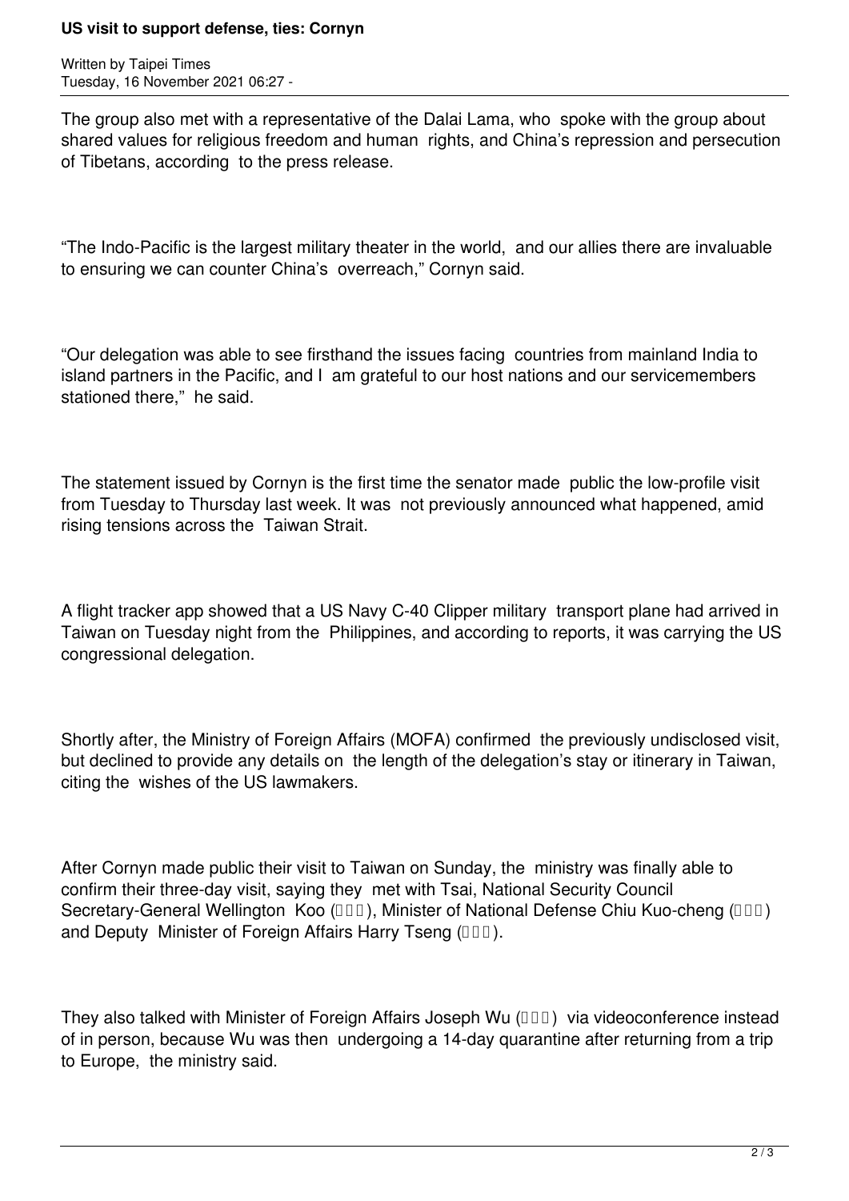The group also met with a representative of the Dalai Lama, who spoke with the group about shared values for religious freedom and human rights, and China's repression and persecution of Tibetans, according to the press release.

"The Indo-Pacific is the largest military theater in the world, and our allies there are invaluable to ensuring we can counter China's overreach," Cornyn said.

"Our delegation was able to see firsthand the issues facing countries from mainland India to island partners in the Pacific, and I am grateful to our host nations and our servicemembers stationed there," he said.

The statement issued by Cornyn is the first time the senator made public the low-profile visit from Tuesday to Thursday last week. It was not previously announced what happened, amid rising tensions across the Taiwan Strait.

A flight tracker app showed that a US Navy C-40 Clipper military transport plane had arrived in Taiwan on Tuesday night from the Philippines, and according to reports, it was carrying the US congressional delegation.

Shortly after, the Ministry of Foreign Affairs (MOFA) confirmed the previously undisclosed visit, but declined to provide any details on the length of the delegation's stay or itinerary in Taiwan, citing the wishes of the US lawmakers.

After Cornyn made public their visit to Taiwan on Sunday, the ministry was finally able to confirm their three-day visit, saying they met with Tsai, National Security Council Secretary-General Wellington Koo (□□□), Minister of National Defense Chiu Kuo-cheng (□□□) and Deputy Minister of Foreign Affairs Harry Tseng (□□□).

They also talked with Minister of Foreign Affairs Joseph Wu (□□□) via videoconference instead of in person, because Wu was then undergoing a 14-day quarantine after returning from a trip to Europe, the ministry said.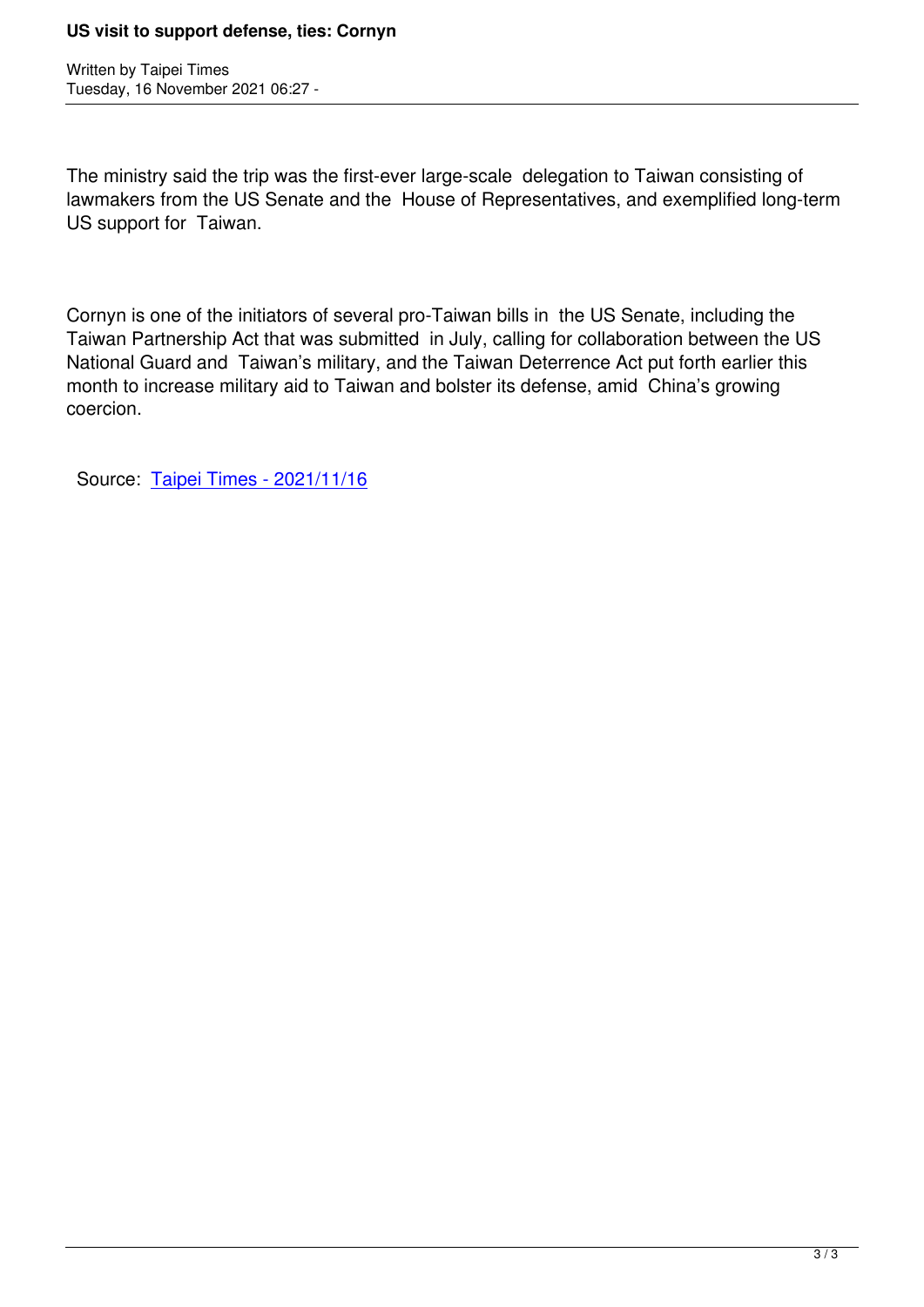The ministry said the trip was the first-ever large-scale delegation to Taiwan consisting of lawmakers from the US Senate and the House of Representatives, and exemplified long-term US support for Taiwan.

Cornyn is one of the initiators of several pro-Taiwan bills in the US Senate, including the Taiwan Partnership Act that was submitted in July, calling for collaboration between the US National Guard and Taiwan's military, and the Taiwan Deterrence Act put forth earlier this month to increase military aid to Taiwan and bolster its defense, amid China's growing coercion.

Source: Taipei Times - 2021/11/16